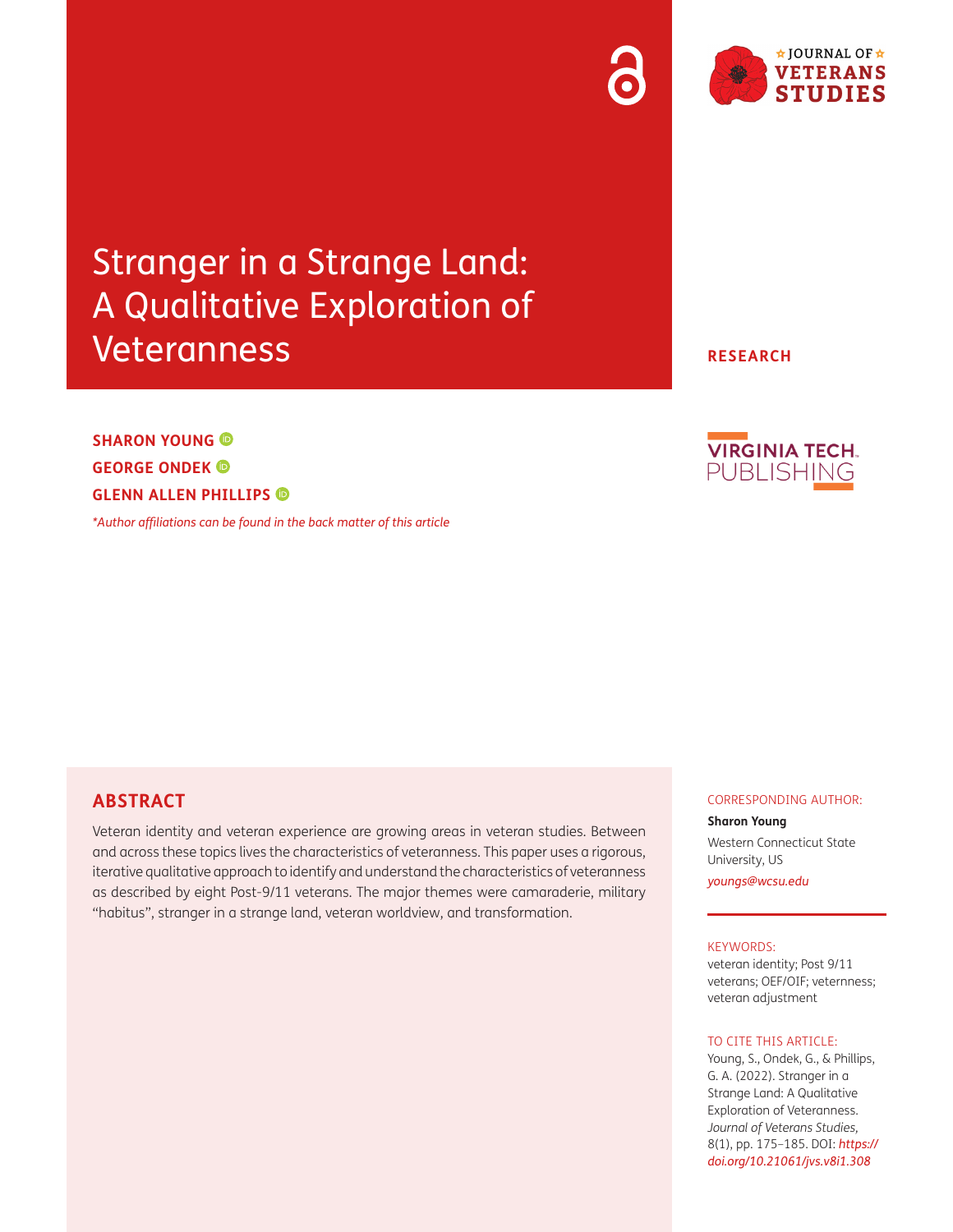# Stranger in a Strange Land: A Qualitative Exploration of Veteranness

RESEARCH

**SHARON YOUNG**
**GEORGE ONDEK**
**GLENN ALLEN PHILLIPS**

*\*Author affiliations can be found in the back matter of this article*

## ABSTRACT

Veteran identity and veteran experience are growing areas in veteran studies. Between and across these topics lives the characteristics of veteranness. This paper uses a rigorous, iterative qualitative approach to identify and understand the characteristics of veteranness as described by eight Post-9/11 veterans. The major themes were camaraderie, military "habitus", stranger in a strange land, veteran worldview, and transformation.

CORRESPONDING AUTHOR:

**Sharon Young**

Western Connecticut State University, US

*youngs@wcsu.edu*

KEYWORDS:

veteran identity; Post 9/11 veterans; OEF/OIF; veternness; veteran adjustment

TO CITE THIS ARTICLE:

Young, S., Ondek, G., & Phillips, G. A. (2022). Stranger in a Strange Land: A Qualitative Exploration of Veteranness. *Journal of Veterans Studies,* 8(1), pp. 175–185. DOI: *https://doi.org/10.21061/jvs.v8i1.308*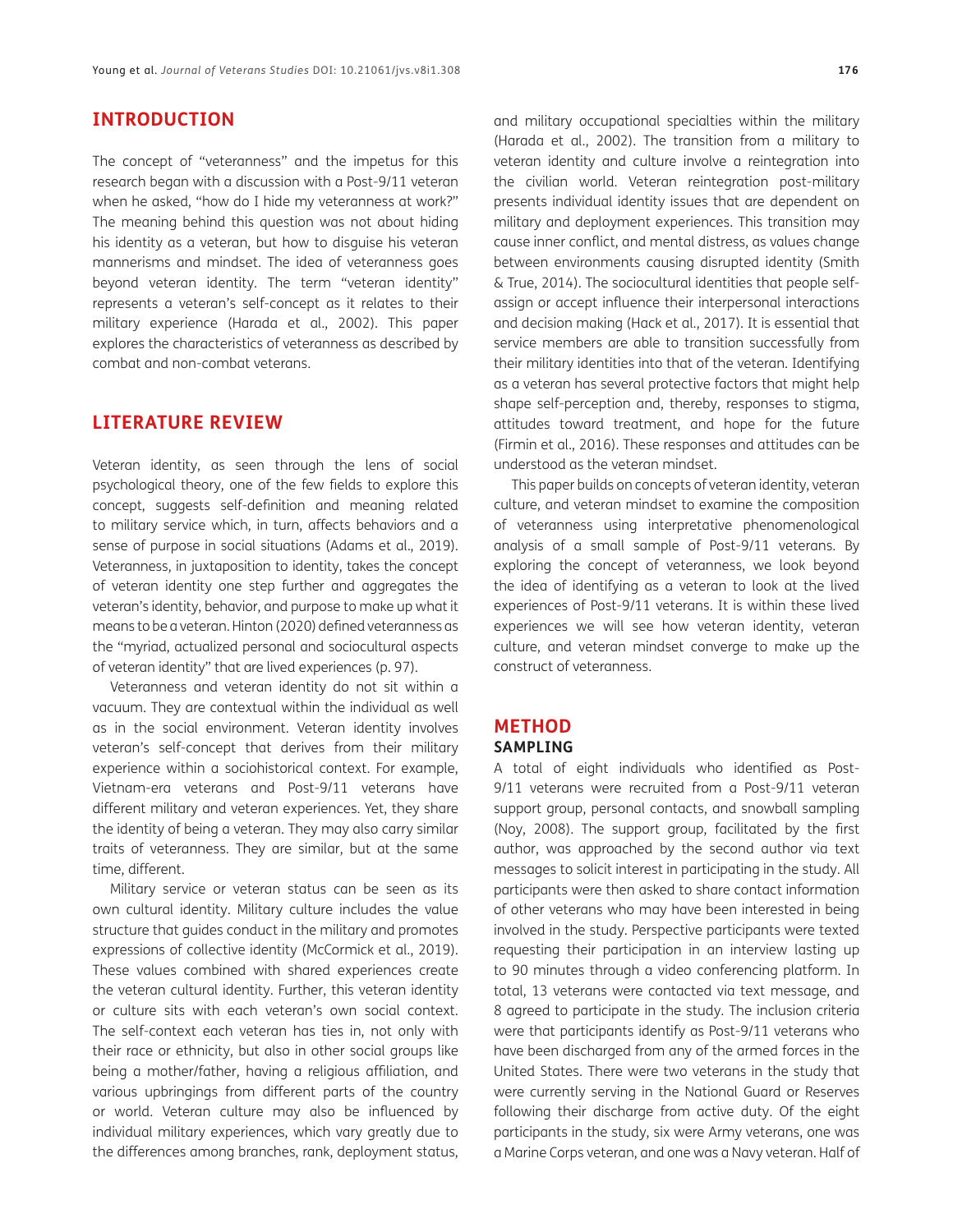## INTRODUCTION

The concept of "veteranness" and the impetus for this research began with a discussion with a Post-9/11 veteran when he asked, "how do I hide my veteranness at work?" The meaning behind this question was not about hiding his identity as a veteran, but how to disguise his veteran mannerisms and mindset. The idea of veteranness goes beyond veteran identity. The term "veteran identity" represents a veteran's self-concept as it relates to their military experience (Harada et al., 2002). This paper explores the characteristics of veteranness as described by combat and non-combat veterans.

## LITERATURE REVIEW

Veteran identity, as seen through the lens of social psychological theory, one of the few fields to explore this concept, suggests self-definition and meaning related to military service which, in turn, affects behaviors and a sense of purpose in social situations (Adams et al., 2019). Veteranness, in juxtaposition to identity, takes the concept of veteran identity one step further and aggregates the veteran's identity, behavior, and purpose to make up what it means to be a veteran. Hinton (2020) defined veteranness as the "myriad, actualized personal and sociocultural aspects of veteran identity" that are lived experiences (p. 97).

Veteranness and veteran identity do not sit within a vacuum. They are contextual within the individual as well as in the social environment. Veteran identity involves veteran's self-concept that derives from their military experience within a sociohistorical context. For example, Vietnam-era veterans and Post-9/11 veterans have different military and veteran experiences. Yet, they share the identity of being a veteran. They may also carry similar traits of veteranness. They are similar, but at the same time, different.

Military service or veteran status can be seen as its own cultural identity. Military culture includes the value structure that guides conduct in the military and promotes expressions of collective identity (McCormick et al., 2019). These values combined with shared experiences create the veteran cultural identity. Further, this veteran identity or culture sits with each veteran's own social context. The self-context each veteran has ties in, not only with their race or ethnicity, but also in other social groups like being a mother/father, having a religious affiliation, and various upbringings from different parts of the country or world. Veteran culture may also be influenced by individual military experiences, which vary greatly due to the differences among branches, rank, deployment status, and military occupational specialties within the military (Harada et al., 2002). The transition from a military to veteran identity and culture involve a reintegration into the civilian world. Veteran reintegration post-military presents individual identity issues that are dependent on military and deployment experiences. This transition may cause inner conflict, and mental distress, as values change between environments causing disrupted identity (Smith & True, 2014). The sociocultural identities that people self-assign or accept influence their interpersonal interactions and decision making (Hack et al., 2017). It is essential that service members are able to transition successfully from their military identities into that of the veteran. Identifying as a veteran has several protective factors that might help shape self-perception and, thereby, responses to stigma, attitudes toward treatment, and hope for the future (Firmin et al., 2016). These responses and attitudes can be understood as the veteran mindset.

This paper builds on concepts of veteran identity, veteran culture, and veteran mindset to examine the composition of veteranness using interpretative phenomenological analysis of a small sample of Post-9/11 veterans. By exploring the concept of veteranness, we look beyond the idea of identifying as a veteran to look at the lived experiences of Post-9/11 veterans. It is within these lived experiences we will see how veteran identity, veteran culture, and veteran mindset converge to make up the construct of veteranness.

## METHOD

### SAMPLING

A total of eight individuals who identified as Post-9/11 veterans were recruited from a Post-9/11 veteran support group, personal contacts, and snowball sampling (Noy, 2008). The support group, facilitated by the first author, was approached by the second author via text messages to solicit interest in participating in the study. All participants were then asked to share contact information of other veterans who may have been interested in being involved in the study. Perspective participants were texted requesting their participation in an interview lasting up to 90 minutes through a video conferencing platform. In total, 13 veterans were contacted via text message, and 8 agreed to participate in the study. The inclusion criteria were that participants identify as Post-9/11 veterans who have been discharged from any of the armed forces in the United States. There were two veterans in the study that were currently serving in the National Guard or Reserves following their discharge from active duty. Of the eight participants in the study, six were Army veterans, one was a Marine Corps veteran, and one was a Navy veteran. Half of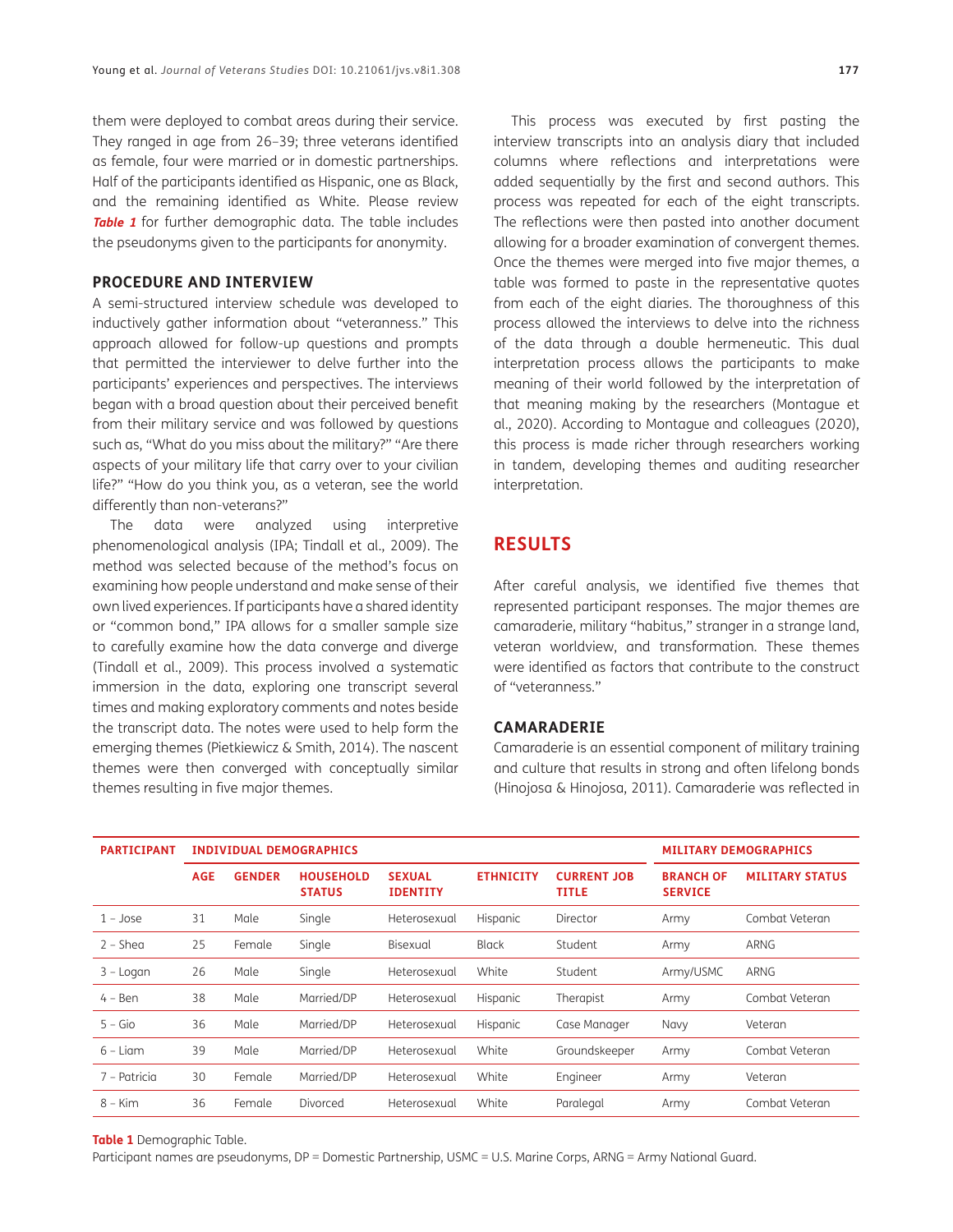them were deployed to combat areas during their service. They ranged in age from 26–39; three veterans identified as female, four were married or in domestic partnerships. Half of the participants identified as Hispanic, one as Black, and the remaining identified as White. Please review **Table 1** for further demographic data. The table includes the pseudonyms given to the participants for anonymity.

## PROCEDURE AND INTERVIEW

A semi-structured interview schedule was developed to inductively gather information about "veteranness." This approach allowed for follow-up questions and prompts that permitted the interviewer to delve further into the participants' experiences and perspectives. The interviews began with a broad question about their perceived benefit from their military service and was followed by questions such as, "What do you miss about the military?" "Are there aspects of your military life that carry over to your civilian life?" "How do you think you, as a veteran, see the world differently than non-veterans?"

The data were analyzed using interpretive phenomenological analysis (IPA; Tindall et al., 2009). The method was selected because of the method's focus on examining how people understand and make sense of their own lived experiences. If participants have a shared identity or "common bond," IPA allows for a smaller sample size to carefully examine how the data converge and diverge (Tindall et al., 2009). This process involved a systematic immersion in the data, exploring one transcript several times and making exploratory comments and notes beside the transcript data. The notes were used to help form the emerging themes (Pietkiewicz & Smith, 2014). The nascent themes were then converged with conceptually similar themes resulting in five major themes.

This process was executed by first pasting the interview transcripts into an analysis diary that included columns where reflections and interpretations were added sequentially by the first and second authors. This process was repeated for each of the eight transcripts. The reflections were then pasted into another document allowing for a broader examination of convergent themes. Once the themes were merged into five major themes, a table was formed to paste in the representative quotes from each of the eight diaries. The thoroughness of this process allowed the interviews to delve into the richness of the data through a double hermeneutic. This dual interpretation process allows the participants to make meaning of their world followed by the interpretation of that meaning making by the researchers (Montague et al., 2020). According to Montague and colleagues (2020), this process is made richer through researchers working in tandem, developing themes and auditing researcher interpretation.

# RESULTS

After careful analysis, we identified five themes that represented participant responses. The major themes are camaraderie, military "habitus," stranger in a strange land, veteran worldview, and transformation. These themes were identified as factors that contribute to the construct of "veteranness."

## CAMARADERIE

Camaraderie is an essential component of military training and culture that results in strong and often lifelong bonds (Hinojosa & Hinojosa, 2011). Camaraderie was reflected in

| PARTICIPANT | INDIVIDUAL DEMOGRAPHICS | | | | | | MILITARY DEMOGRAPHICS | |
|---|---|---|---|---|---|---|---|---|
| | AGE | GENDER | HOUSEHOLD STATUS | SEXUAL IDENTITY | ETHNICITY | CURRENT JOB TITLE | BRANCH OF SERVICE | MILITARY STATUS |
| 1 – Jose | 31 | Male | Single | Heterosexual | Hispanic | Director | Army | Combat Veteran |
| 2 – Shea | 25 | Female | Single | Bisexual | Black | Student | Army | ARNG |
| 3 – Logan | 26 | Male | Single | Heterosexual | White | Student | Army/USMC | ARNG |
| 4 – Ben | 38 | Male | Married/DP | Heterosexual | Hispanic | Therapist | Army | Combat Veteran |
| 5 – Gio | 36 | Male | Married/DP | Heterosexual | Hispanic | Case Manager | Navy | Veteran |
| 6 – Liam | 39 | Male | Married/DP | Heterosexual | White | Groundskeeper | Army | Combat Veteran |
| 7 – Patricia | 30 | Female | Married/DP | Heterosexual | White | Engineer | Army | Veteran |
| 8 – Kim | 36 | Female | Divorced | Heterosexual | White | Paralegal | Army | Combat Veteran |

**Table 1** Demographic Table.
Participant names are pseudonyms, DP = Domestic Partnership, USMC = U.S. Marine Corps, ARNG = Army National Guard.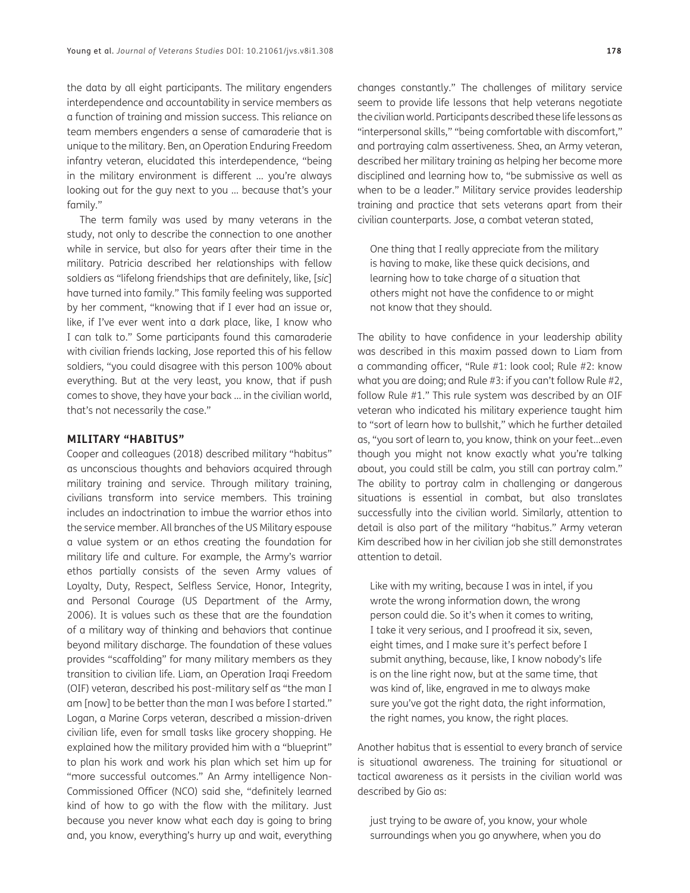the data by all eight participants. The military engenders interdependence and accountability in service members as a function of training and mission success. This reliance on team members engenders a sense of camaraderie that is unique to the military. Ben, an Operation Enduring Freedom infantry veteran, elucidated this interdependence, "being in the military environment is different … you're always looking out for the guy next to you … because that's your family."

The term family was used by many veterans in the study, not only to describe the connection to one another while in service, but also for years after their time in the military. Patricia described her relationships with fellow soldiers as "lifelong friendships that are definitely, like, [*sic*] have turned into family." This family feeling was supported by her comment, "knowing that if I ever had an issue or, like, if I've ever went into a dark place, like, I know who I can talk to." Some participants found this camaraderie with civilian friends lacking, Jose reported this of his fellow soldiers, "you could disagree with this person 100% about everything. But at the very least, you know, that if push comes to shove, they have your back … in the civilian world, that's not necessarily the case."

## MILITARY "HABITUS"

Cooper and colleagues (2018) described military "habitus" as unconscious thoughts and behaviors acquired through military training and service. Through military training, civilians transform into service members. This training includes an indoctrination to imbue the warrior ethos into the service member. All branches of the US Military espouse a value system or an ethos creating the foundation for military life and culture. For example, the Army's warrior ethos partially consists of the seven Army values of Loyalty, Duty, Respect, Selfless Service, Honor, Integrity, and Personal Courage (US Department of the Army, 2006). It is values such as these that are the foundation of a military way of thinking and behaviors that continue beyond military discharge. The foundation of these values provides "scaffolding" for many military members as they transition to civilian life. Liam, an Operation Iraqi Freedom (OIF) veteran, described his post-military self as "the man I am [now] to be better than the man I was before I started." Logan, a Marine Corps veteran, described a mission-driven civilian life, even for small tasks like grocery shopping. He explained how the military provided him with a "blueprint" to plan his work and work his plan which set him up for "more successful outcomes." An Army intelligence Non-Commissioned Officer (NCO) said she, "definitely learned kind of how to go with the flow with the military. Just because you never know what each day is going to bring and, you know, everything's hurry up and wait, everything changes constantly." The challenges of military service seem to provide life lessons that help veterans negotiate the civilian world. Participants described these life lessons as "interpersonal skills," "being comfortable with discomfort," and portraying calm assertiveness. Shea, an Army veteran, described her military training as helping her become more disciplined and learning how to, "be submissive as well as when to be a leader." Military service provides leadership training and practice that sets veterans apart from their civilian counterparts. Jose, a combat veteran stated,

> One thing that I really appreciate from the military is having to make, like these quick decisions, and learning how to take charge of a situation that others might not have the confidence to or might not know that they should.

The ability to have confidence in your leadership ability was described in this maxim passed down to Liam from a commanding officer, "Rule #1: look cool; Rule #2: know what you are doing; and Rule #3: if you can't follow Rule #2, follow Rule #1." This rule system was described by an OIF veteran who indicated his military experience taught him to "sort of learn how to bullshit," which he further detailed as, "you sort of learn to, you know, think on your feet…even though you might not know exactly what you're talking about, you could still be calm, you still can portray calm." The ability to portray calm in challenging or dangerous situations is essential in combat, but also translates successfully into the civilian world. Similarly, attention to detail is also part of the military "habitus." Army veteran Kim described how in her civilian job she still demonstrates attention to detail.

> Like with my writing, because I was in intel, if you wrote the wrong information down, the wrong person could die. So it's when it comes to writing, I take it very serious, and I proofread it six, seven, eight times, and I make sure it's perfect before I submit anything, because, like, I know nobody's life is on the line right now, but at the same time, that was kind of, like, engraved in me to always make sure you've got the right data, the right information, the right names, you know, the right places.

Another habitus that is essential to every branch of service is situational awareness. The training for situational or tactical awareness as it persists in the civilian world was described by Gio as:

> just trying to be aware of, you know, your whole surroundings when you go anywhere, when you do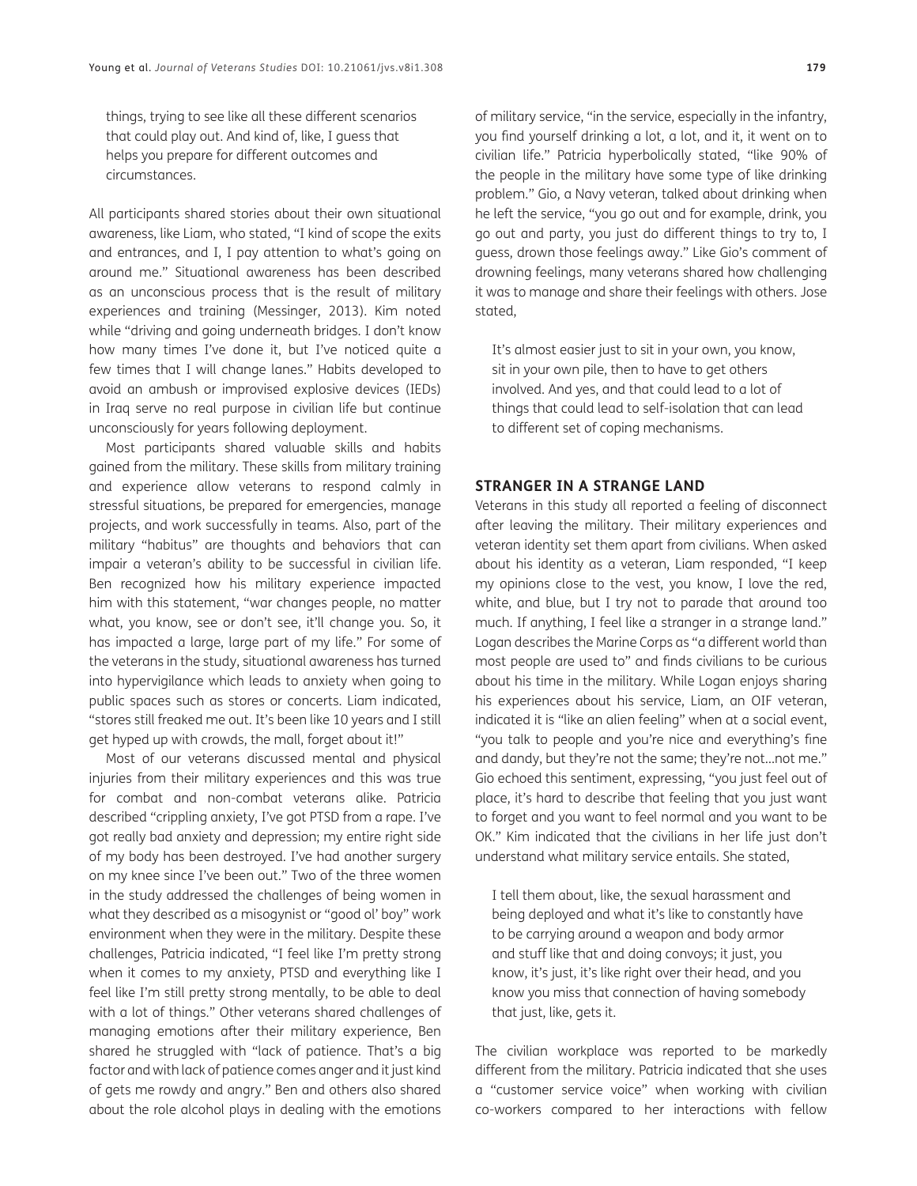> things, trying to see like all these different scenarios that could play out. And kind of, like, I guess that helps you prepare for different outcomes and circumstances.

All participants shared stories about their own situational awareness, like Liam, who stated, "I kind of scope the exits and entrances, and I, I pay attention to what's going on around me." Situational awareness has been described as an unconscious process that is the result of military experiences and training (Messinger, 2013). Kim noted while "driving and going underneath bridges. I don't know how many times I've done it, but I've noticed quite a few times that I will change lanes." Habits developed to avoid an ambush or improvised explosive devices (IEDs) in Iraq serve no real purpose in civilian life but continue unconsciously for years following deployment.

Most participants shared valuable skills and habits gained from the military. These skills from military training and experience allow veterans to respond calmly in stressful situations, be prepared for emergencies, manage projects, and work successfully in teams. Also, part of the military "habitus" are thoughts and behaviors that can impair a veteran's ability to be successful in civilian life. Ben recognized how his military experience impacted him with this statement, "war changes people, no matter what, you know, see or don't see, it'll change you. So, it has impacted a large, large part of my life." For some of the veterans in the study, situational awareness has turned into hypervigilance which leads to anxiety when going to public spaces such as stores or concerts. Liam indicated, "stores still freaked me out. It's been like 10 years and I still get hyped up with crowds, the mall, forget about it!"

Most of our veterans discussed mental and physical injuries from their military experiences and this was true for combat and non-combat veterans alike. Patricia described "crippling anxiety, I've got PTSD from a rape. I've got really bad anxiety and depression; my entire right side of my body has been destroyed. I've had another surgery on my knee since I've been out." Two of the three women in the study addressed the challenges of being women in what they described as a misogynist or "good ol' boy" work environment when they were in the military. Despite these challenges, Patricia indicated, "I feel like I'm pretty strong when it comes to my anxiety, PTSD and everything like I feel like I'm still pretty strong mentally, to be able to deal with a lot of things." Other veterans shared challenges of managing emotions after their military experience, Ben shared he struggled with "lack of patience. That's a big factor and with lack of patience comes anger and it just kind of gets me rowdy and angry." Ben and others also shared about the role alcohol plays in dealing with the emotions of military service, "in the service, especially in the infantry, you find yourself drinking a lot, a lot, and it, it went on to civilian life." Patricia hyperbolically stated, "like 90% of the people in the military have some type of like drinking problem." Gio, a Navy veteran, talked about drinking when he left the service, "you go out and for example, drink, you go out and party, you just do different things to try to, I guess, drown those feelings away." Like Gio's comment of drowning feelings, many veterans shared how challenging it was to manage and share their feelings with others. Jose stated,

> It's almost easier just to sit in your own, you know, sit in your own pile, then to have to get others involved. And yes, and that could lead to a lot of things that could lead to self-isolation that can lead to different set of coping mechanisms.

## STRANGER IN A STRANGE LAND

Veterans in this study all reported a feeling of disconnect after leaving the military. Their military experiences and veteran identity set them apart from civilians. When asked about his identity as a veteran, Liam responded, "I keep my opinions close to the vest, you know, I love the red, white, and blue, but I try not to parade that around too much. If anything, I feel like a stranger in a strange land." Logan describes the Marine Corps as "a different world than most people are used to" and finds civilians to be curious about his time in the military. While Logan enjoys sharing his experiences about his service, Liam, an OIF veteran, indicated it is "like an alien feeling" when at a social event, "you talk to people and you're nice and everything's fine and dandy, but they're not the same; they're not...not me." Gio echoed this sentiment, expressing, "you just feel out of place, it's hard to describe that feeling that you just want to forget and you want to feel normal and you want to be OK." Kim indicated that the civilians in her life just don't understand what military service entails. She stated,

> I tell them about, like, the sexual harassment and being deployed and what it's like to constantly have to be carrying around a weapon and body armor and stuff like that and doing convoys; it just, you know, it's just, it's like right over their head, and you know you miss that connection of having somebody that just, like, gets it.

The civilian workplace was reported to be markedly different from the military. Patricia indicated that she uses a "customer service voice" when working with civilian co-workers compared to her interactions with fellow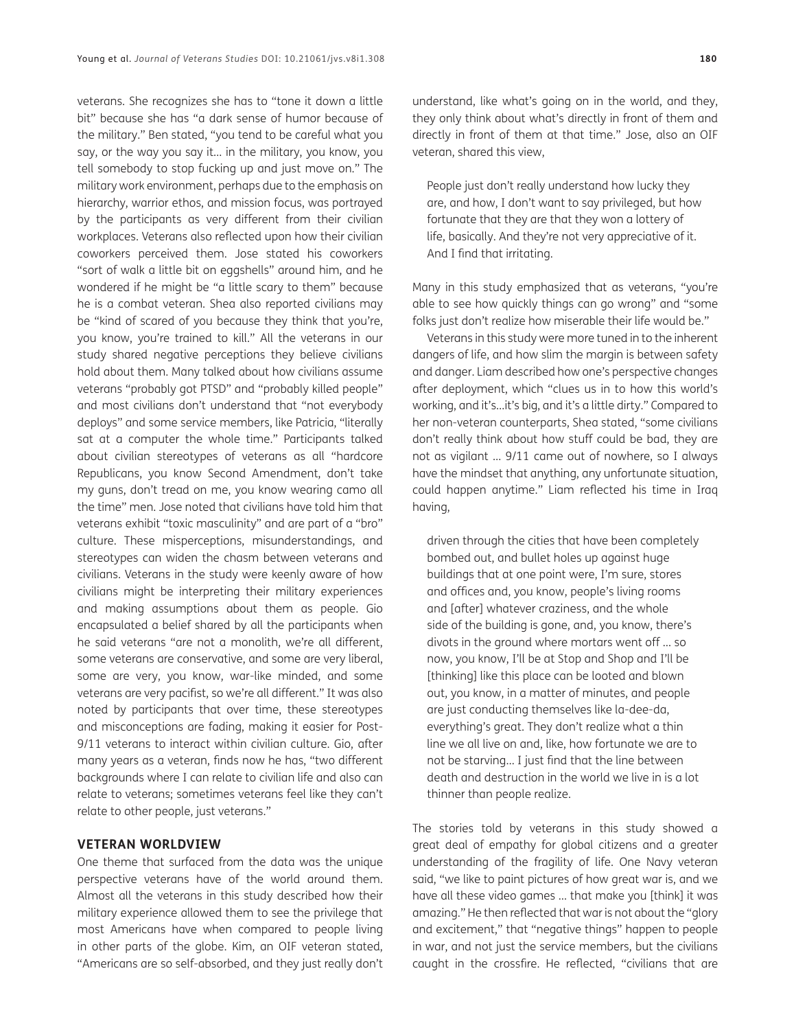veterans. She recognizes she has to "tone it down a little bit" because she has "a dark sense of humor because of the military." Ben stated, "you tend to be careful what you say, or the way you say it… in the military, you know, you tell somebody to stop fucking up and just move on." The military work environment, perhaps due to the emphasis on hierarchy, warrior ethos, and mission focus, was portrayed by the participants as very different from their civilian workplaces. Veterans also reflected upon how their civilian coworkers perceived them. Jose stated his coworkers "sort of walk a little bit on eggshells" around him, and he wondered if he might be "a little scary to them" because he is a combat veteran. Shea also reported civilians may be "kind of scared of you because they think that you're, you know, you're trained to kill." All the veterans in our study shared negative perceptions they believe civilians hold about them. Many talked about how civilians assume veterans "probably got PTSD" and "probably killed people" and most civilians don't understand that "not everybody deploys" and some service members, like Patricia, "literally sat at a computer the whole time." Participants talked about civilian stereotypes of veterans as all "hardcore Republicans, you know Second Amendment, don't take my guns, don't tread on me, you know wearing camo all the time" men. Jose noted that civilians have told him that veterans exhibit "toxic masculinity" and are part of a "bro" culture. These misperceptions, misunderstandings, and stereotypes can widen the chasm between veterans and civilians. Veterans in the study were keenly aware of how civilians might be interpreting their military experiences and making assumptions about them as people. Gio encapsulated a belief shared by all the participants when he said veterans "are not a monolith, we're all different, some veterans are conservative, and some are very liberal, some are very, you know, war-like minded, and some veterans are very pacifist, so we're all different." It was also noted by participants that over time, these stereotypes and misconceptions are fading, making it easier for Post-9/11 veterans to interact within civilian culture. Gio, after many years as a veteran, finds now he has, "two different backgrounds where I can relate to civilian life and also can relate to veterans; sometimes veterans feel like they can't relate to other people, just veterans."

## VETERAN WORLDVIEW

One theme that surfaced from the data was the unique perspective veterans have of the world around them. Almost all the veterans in this study described how their military experience allowed them to see the privilege that most Americans have when compared to people living in other parts of the globe. Kim, an OIF veteran stated, "Americans are so self-absorbed, and they just really don't understand, like what's going on in the world, and they, they only think about what's directly in front of them and directly in front of them at that time." Jose, also an OIF veteran, shared this view,

> People just don't really understand how lucky they are, and how, I don't want to say privileged, but how fortunate that they are that they won a lottery of life, basically. And they're not very appreciative of it. And I find that irritating.

Many in this study emphasized that as veterans, "you're able to see how quickly things can go wrong" and "some folks just don't realize how miserable their life would be."

Veterans in this study were more tuned in to the inherent dangers of life, and how slim the margin is between safety and danger. Liam described how one's perspective changes after deployment, which "clues us in to how this world's working, and it's…it's big, and it's a little dirty." Compared to her non-veteran counterparts, Shea stated, "some civilians don't really think about how stuff could be bad, they are not as vigilant … 9/11 came out of nowhere, so I always have the mindset that anything, any unfortunate situation, could happen anytime." Liam reflected his time in Iraq having,

> driven through the cities that have been completely bombed out, and bullet holes up against huge buildings that at one point were, I'm sure, stores and offices and, you know, people's living rooms and [after] whatever craziness, and the whole side of the building is gone, and, you know, there's divots in the ground where mortars went off … so now, you know, I'll be at Stop and Shop and I'll be [thinking] like this place can be looted and blown out, you know, in a matter of minutes, and people are just conducting themselves like la-dee-da, everything's great. They don't realize what a thin line we all live on and, like, how fortunate we are to not be starving… I just find that the line between death and destruction in the world we live in is a lot thinner than people realize.

The stories told by veterans in this study showed a great deal of empathy for global citizens and a greater understanding of the fragility of life. One Navy veteran said, "we like to paint pictures of how great war is, and we have all these video games … that make you [think] it was amazing." He then reflected that war is not about the "glory and excitement," that "negative things" happen to people in war, and not just the service members, but the civilians caught in the crossfire. He reflected, "civilians that are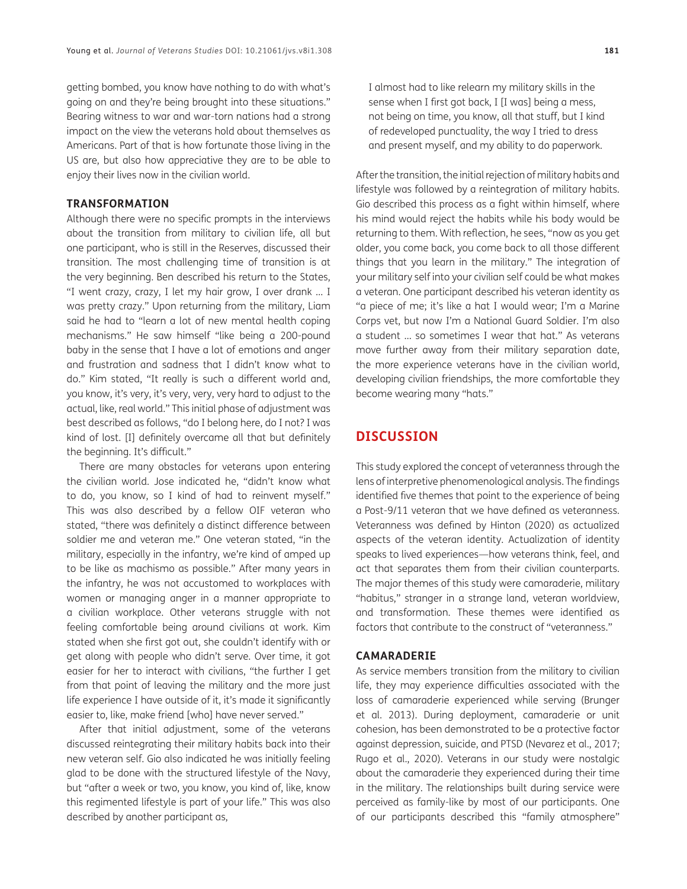getting bombed, you know have nothing to do with what's going on and they're being brought into these situations." Bearing witness to war and war-torn nations had a strong impact on the view the veterans hold about themselves as Americans. Part of that is how fortunate those living in the US are, but also how appreciative they are to be able to enjoy their lives now in the civilian world.

### TRANSFORMATION

Although there were no specific prompts in the interviews about the transition from military to civilian life, all but one participant, who is still in the Reserves, discussed their transition. The most challenging time of transition is at the very beginning. Ben described his return to the States, "I went crazy, crazy, I let my hair grow, I over drank … I was pretty crazy." Upon returning from the military, Liam said he had to "learn a lot of new mental health coping mechanisms." He saw himself "like being a 200-pound baby in the sense that I have a lot of emotions and anger and frustration and sadness that I didn't know what to do." Kim stated, "It really is such a different world and, you know, it's very, it's very, very, very hard to adjust to the actual, like, real world." This initial phase of adjustment was best described as follows, "do I belong here, do I not? I was kind of lost. [I] definitely overcame all that but definitely the beginning. It's difficult."

There are many obstacles for veterans upon entering the civilian world. Jose indicated he, "didn't know what to do, you know, so I kind of had to reinvent myself." This was also described by a fellow OIF veteran who stated, "there was definitely a distinct difference between soldier me and veteran me." One veteran stated, "in the military, especially in the infantry, we're kind of amped up to be like as machismo as possible." After many years in the infantry, he was not accustomed to workplaces with women or managing anger in a manner appropriate to a civilian workplace. Other veterans struggle with not feeling comfortable being around civilians at work. Kim stated when she first got out, she couldn't identify with or get along with people who didn't serve. Over time, it got easier for her to interact with civilians, "the further I get from that point of leaving the military and the more just life experience I have outside of it, it's made it significantly easier to, like, make friend [who] have never served."

After that initial adjustment, some of the veterans discussed reintegrating their military habits back into their new veteran self. Gio also indicated he was initially feeling glad to be done with the structured lifestyle of the Navy, but "after a week or two, you know, you kind of, like, know this regimented lifestyle is part of your life." This was also described by another participant as,

> I almost had to like relearn my military skills in the sense when I first got back, I [I was] being a mess, not being on time, you know, all that stuff, but I kind of redeveloped punctuality, the way I tried to dress and present myself, and my ability to do paperwork.

After the transition, the initial rejection of military habits and lifestyle was followed by a reintegration of military habits. Gio described this process as a fight within himself, where his mind would reject the habits while his body would be returning to them. With reflection, he sees, "now as you get older, you come back, you come back to all those different things that you learn in the military." The integration of your military self into your civilian self could be what makes a veteran. One participant described his veteran identity as "a piece of me; it's like a hat I would wear; I'm a Marine Corps vet, but now I'm a National Guard Soldier. I'm also a student … so sometimes I wear that hat." As veterans move further away from their military separation date, the more experience veterans have in the civilian world, developing civilian friendships, the more comfortable they become wearing many "hats."

## DISCUSSION

This study explored the concept of veteranness through the lens of interpretive phenomenological analysis. The findings identified five themes that point to the experience of being a Post-9/11 veteran that we have defined as veteranness. Veteranness was defined by Hinton (2020) as actualized aspects of the veteran identity. Actualization of identity speaks to lived experiences—how veterans think, feel, and act that separates them from their civilian counterparts. The major themes of this study were camaraderie, military "habitus," stranger in a strange land, veteran worldview, and transformation. These themes were identified as factors that contribute to the construct of "veteranness."

### CAMARADERIE

As service members transition from the military to civilian life, they may experience difficulties associated with the loss of camaraderie experienced while serving (Brunger et al. 2013). During deployment, camaraderie or unit cohesion, has been demonstrated to be a protective factor against depression, suicide, and PTSD (Nevarez et al., 2017; Rugo et al., 2020). Veterans in our study were nostalgic about the camaraderie they experienced during their time in the military. The relationships built during service were perceived as family-like by most of our participants. One of our participants described this "family atmosphere"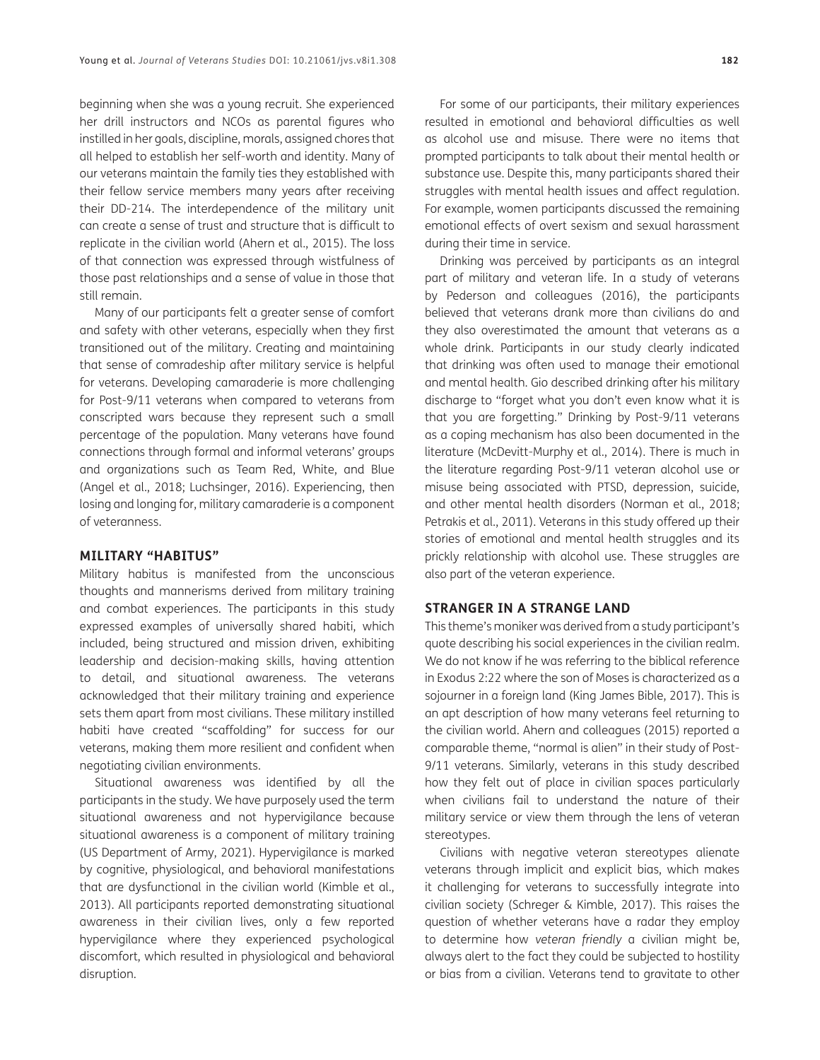beginning when she was a young recruit. She experienced her drill instructors and NCOs as parental figures who instilled in her goals, discipline, morals, assigned chores that all helped to establish her self-worth and identity. Many of our veterans maintain the family ties they established with their fellow service members many years after receiving their DD-214. The interdependence of the military unit can create a sense of trust and structure that is difficult to replicate in the civilian world (Ahern et al., 2015). The loss of that connection was expressed through wistfulness of those past relationships and a sense of value in those that still remain.

Many of our participants felt a greater sense of comfort and safety with other veterans, especially when they first transitioned out of the military. Creating and maintaining that sense of comradeship after military service is helpful for veterans. Developing camaraderie is more challenging for Post-9/11 veterans when compared to veterans from conscripted wars because they represent such a small percentage of the population. Many veterans have found connections through formal and informal veterans' groups and organizations such as Team Red, White, and Blue (Angel et al., 2018; Luchsinger, 2016). Experiencing, then losing and longing for, military camaraderie is a component of veteranness.

## MILITARY "HABITUS"

Military habitus is manifested from the unconscious thoughts and mannerisms derived from military training and combat experiences. The participants in this study expressed examples of universally shared habiti, which included, being structured and mission driven, exhibiting leadership and decision-making skills, having attention to detail, and situational awareness. The veterans acknowledged that their military training and experience sets them apart from most civilians. These military instilled habiti have created "scaffolding" for success for our veterans, making them more resilient and confident when negotiating civilian environments.

Situational awareness was identified by all the participants in the study. We have purposely used the term situational awareness and not hypervigilance because situational awareness is a component of military training (US Department of Army, 2021). Hypervigilance is marked by cognitive, physiological, and behavioral manifestations that are dysfunctional in the civilian world (Kimble et al., 2013). All participants reported demonstrating situational awareness in their civilian lives, only a few reported hypervigilance where they experienced psychological discomfort, which resulted in physiological and behavioral disruption.

For some of our participants, their military experiences resulted in emotional and behavioral difficulties as well as alcohol use and misuse. There were no items that prompted participants to talk about their mental health or substance use. Despite this, many participants shared their struggles with mental health issues and affect regulation. For example, women participants discussed the remaining emotional effects of overt sexism and sexual harassment during their time in service.

Drinking was perceived by participants as an integral part of military and veteran life. In a study of veterans by Pederson and colleagues (2016), the participants believed that veterans drank more than civilians do and they also overestimated the amount that veterans as a whole drink. Participants in our study clearly indicated that drinking was often used to manage their emotional and mental health. Gio described drinking after his military discharge to "forget what you don't even know what it is that you are forgetting." Drinking by Post-9/11 veterans as a coping mechanism has also been documented in the literature (McDevitt-Murphy et al., 2014). There is much in the literature regarding Post-9/11 veteran alcohol use or misuse being associated with PTSD, depression, suicide, and other mental health disorders (Norman et al., 2018; Petrakis et al., 2011). Veterans in this study offered up their stories of emotional and mental health struggles and its prickly relationship with alcohol use. These struggles are also part of the veteran experience.

## STRANGER IN A STRANGE LAND

This theme's moniker was derived from a study participant's quote describing his social experiences in the civilian realm. We do not know if he was referring to the biblical reference in Exodus 2:22 where the son of Moses is characterized as a sojourner in a foreign land (King James Bible, 2017). This is an apt description of how many veterans feel returning to the civilian world. Ahern and colleagues (2015) reported a comparable theme, "normal is alien" in their study of Post-9/11 veterans. Similarly, veterans in this study described how they felt out of place in civilian spaces particularly when civilians fail to understand the nature of their military service or view them through the lens of veteran stereotypes.

Civilians with negative veteran stereotypes alienate veterans through implicit and explicit bias, which makes it challenging for veterans to successfully integrate into civilian society (Schreger & Kimble, 2017). This raises the question of whether veterans have a radar they employ to determine how *veteran friendly* a civilian might be, always alert to the fact they could be subjected to hostility or bias from a civilian. Veterans tend to gravitate to other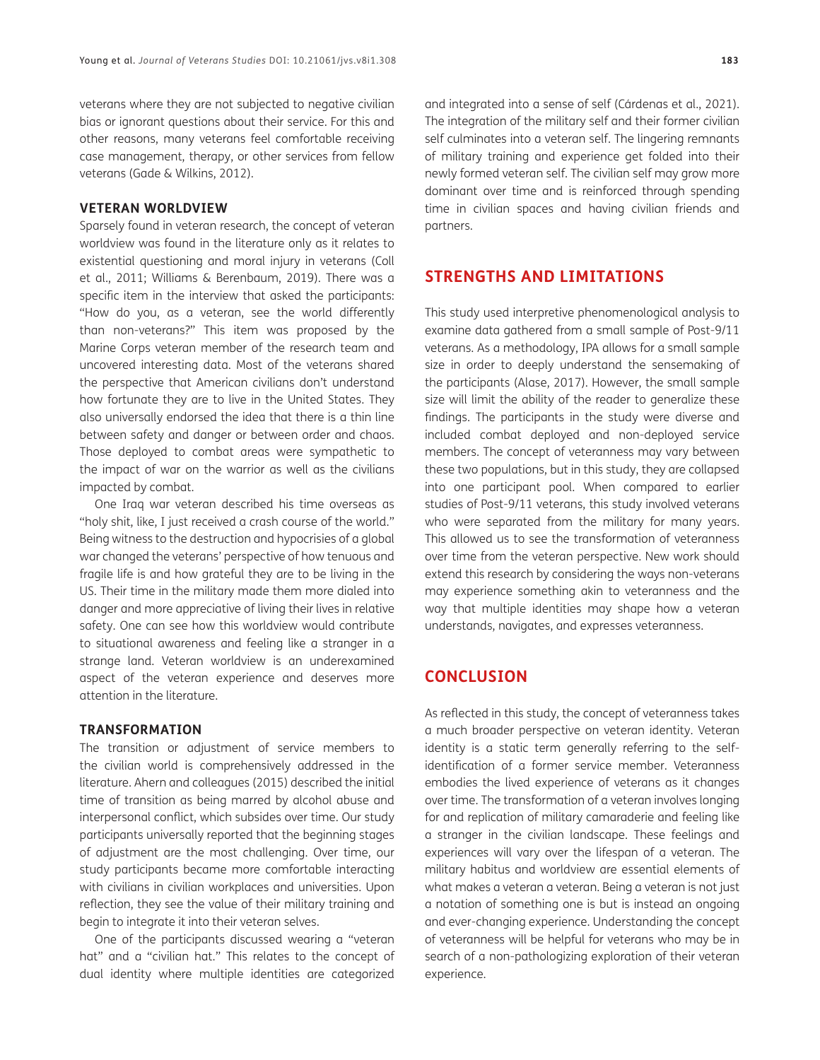veterans where they are not subjected to negative civilian bias or ignorant questions about their service. For this and other reasons, many veterans feel comfortable receiving case management, therapy, or other services from fellow veterans (Gade & Wilkins, 2012).

### VETERAN WORLDVIEW

Sparsely found in veteran research, the concept of veteran worldview was found in the literature only as it relates to existential questioning and moral injury in veterans (Coll et al., 2011; Williams & Berenbaum, 2019). There was a specific item in the interview that asked the participants: "How do you, as a veteran, see the world differently than non-veterans?" This item was proposed by the Marine Corps veteran member of the research team and uncovered interesting data. Most of the veterans shared the perspective that American civilians don't understand how fortunate they are to live in the United States. They also universally endorsed the idea that there is a thin line between safety and danger or between order and chaos. Those deployed to combat areas were sympathetic to the impact of war on the warrior as well as the civilians impacted by combat.

One Iraq war veteran described his time overseas as "holy shit, like, I just received a crash course of the world." Being witness to the destruction and hypocrisies of a global war changed the veterans' perspective of how tenuous and fragile life is and how grateful they are to be living in the US. Their time in the military made them more dialed into danger and more appreciative of living their lives in relative safety. One can see how this worldview would contribute to situational awareness and feeling like a stranger in a strange land. Veteran worldview is an underexamined aspect of the veteran experience and deserves more attention in the literature.

### TRANSFORMATION

The transition or adjustment of service members to the civilian world is comprehensively addressed in the literature. Ahern and colleagues (2015) described the initial time of transition as being marred by alcohol abuse and interpersonal conflict, which subsides over time. Our study participants universally reported that the beginning stages of adjustment are the most challenging. Over time, our study participants became more comfortable interacting with civilians in civilian workplaces and universities. Upon reflection, they see the value of their military training and begin to integrate it into their veteran selves.

One of the participants discussed wearing a "veteran hat" and a "civilian hat." This relates to the concept of dual identity where multiple identities are categorized and integrated into a sense of self (Cárdenas et al., 2021). The integration of the military self and their former civilian self culminates into a veteran self. The lingering remnants of military training and experience get folded into their newly formed veteran self. The civilian self may grow more dominant over time and is reinforced through spending time in civilian spaces and having civilian friends and partners.

## STRENGTHS AND LIMITATIONS

This study used interpretive phenomenological analysis to examine data gathered from a small sample of Post-9/11 veterans. As a methodology, IPA allows for a small sample size in order to deeply understand the sensemaking of the participants (Alase, 2017). However, the small sample size will limit the ability of the reader to generalize these findings. The participants in the study were diverse and included combat deployed and non-deployed service members. The concept of veteranness may vary between these two populations, but in this study, they are collapsed into one participant pool. When compared to earlier studies of Post-9/11 veterans, this study involved veterans who were separated from the military for many years. This allowed us to see the transformation of veteranness over time from the veteran perspective. New work should extend this research by considering the ways non-veterans may experience something akin to veteranness and the way that multiple identities may shape how a veteran understands, navigates, and expresses veteranness.

## CONCLUSION

As reflected in this study, the concept of veteranness takes a much broader perspective on veteran identity. Veteran identity is a static term generally referring to the self-identification of a former service member. Veteranness embodies the lived experience of veterans as it changes over time. The transformation of a veteran involves longing for and replication of military camaraderie and feeling like a stranger in the civilian landscape. These feelings and experiences will vary over the lifespan of a veteran. The military habitus and worldview are essential elements of what makes a veteran a veteran. Being a veteran is not just a notation of something one is but is instead an ongoing and ever-changing experience. Understanding the concept of veteranness will be helpful for veterans who may be in search of a non-pathologizing exploration of their veteran experience.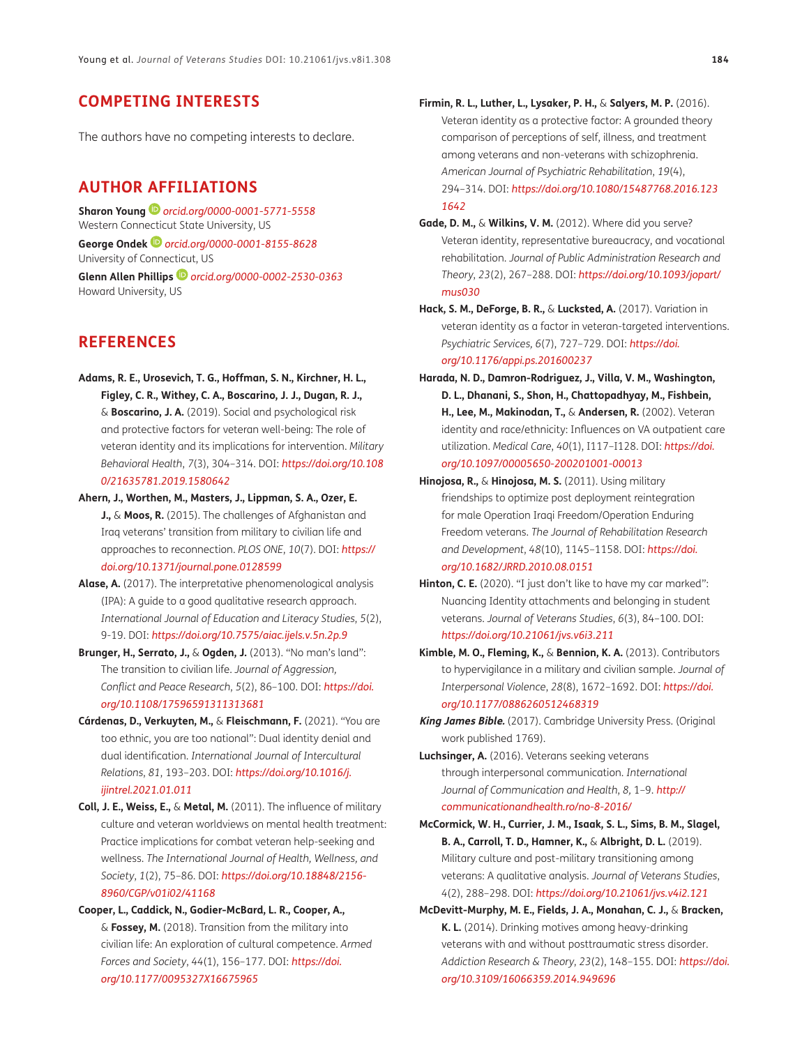## COMPETING INTERESTS

The authors have no competing interests to declare.

## AUTHOR AFFILIATIONS

**Sharon Young** *orcid.org/0000-0001-5771-5558*
Western Connecticut State University, US

**George Ondek** *orcid.org/0000-0001-8155-8628*
University of Connecticut, US

**Glenn Allen Phillips** *orcid.org/0000-0002-2530-0363*
Howard University, US

## REFERENCES

**Adams, R. E., Urosevich, T. G., Hoffman, S. N., Kirchner, H. L., Figley, C. R., Withey, C. A., Boscarino, J. J., Dugan, R. J.,** & **Boscarino, J. A.** (2019). Social and psychological risk and protective factors for veteran well-being: The role of veteran identity and its implications for intervention. *Military Behavioral Health*, *7*(3), 304–314. DOI: *https://doi.org/10.1080/21635781.2019.1580642*

**Ahern, J., Worthen, M., Masters, J., Lippman, S. A., Ozer, E. J.,** & **Moos, R.** (2015). The challenges of Afghanistan and Iraq veterans' transition from military to civilian life and approaches to reconnection. *PLOS ONE*, *10*(7). DOI: *https://doi.org/10.1371/journal.pone.0128599*

**Alase, A.** (2017). The interpretative phenomenological analysis (IPA): A guide to a good qualitative research approach. *International Journal of Education and Literacy Studies*, *5*(2), 9-19. DOI: *https://doi.org/10.7575/aiac.ijels.v.5n.2p.9*

**Brunger, H., Serrato, J.,** & **Ogden, J.** (2013). "No man's land": The transition to civilian life. *Journal of Aggression, Conflict and Peace Research*, *5*(2), 86–100. DOI: *https://doi.org/10.1108/17596591311313681*

**Cárdenas, D., Verkuyten, M.,** & **Fleischmann, F.** (2021). "You are too ethnic, you are too national": Dual identity denial and dual identification. *International Journal of Intercultural Relations*, *81*, 193–203. DOI: *https://doi.org/10.1016/j.ijintrel.2021.01.011*

**Coll, J. E., Weiss, E.,** & **Metal, M.** (2011). The influence of military culture and veteran worldviews on mental health treatment: Practice implications for combat veteran help-seeking and wellness. *The International Journal of Health, Wellness, and Society*, *1*(2), 75–86. DOI: *https://doi.org/10.18848/2156-8960/CGP/v01i02/41168*

**Cooper, L., Caddick, N., Godier-McBard, L. R., Cooper, A.,** & **Fossey, M.** (2018). Transition from the military into civilian life: An exploration of cultural competence. *Armed Forces and Society*, 44(1), 156–177. DOI: *https://doi.org/10.1177/0095327X16675965*

**Firmin, R. L., Luther, L., Lysaker, P. H.,** & **Salyers, M. P.** (2016). Veteran identity as a protective factor: A grounded theory comparison of perceptions of self, illness, and treatment among veterans and non-veterans with schizophrenia. *American Journal of Psychiatric Rehabilitation*, *19*(4), 294–314. DOI: *https://doi.org/10.1080/15487768.2016.1231642*

**Gade, D. M.,** & **Wilkins, V. M.** (2012). Where did you serve? Veteran identity, representative bureaucracy, and vocational rehabilitation. *Journal of Public Administration Research and Theory*, *23*(2), 267–288. DOI: *https://doi.org/10.1093/jopart/mus030*

**Hack, S. M., DeForge, B. R.,** & **Lucksted, A.** (2017). Variation in veteran identity as a factor in veteran-targeted interventions. *Psychiatric Services*, *6*(7), 727–729. DOI: *https://doi.org/10.1176/appi.ps.201600237*

**Harada, N. D., Damron-Rodriguez, J., Villa, V. M., Washington, D. L., Dhanani, S., Shon, H., Chattopadhyay, M., Fishbein, H., Lee, M., Makinodan, T.,** & **Andersen, R.** (2002). Veteran identity and race/ethnicity: Influences on VA outpatient care utilization. *Medical Care*, *40*(1), I117–I128. DOI: *https://doi.org/10.1097/00005650-200201001-00013*

**Hinojosa, R.,** & **Hinojosa, M. S.** (2011). Using military friendships to optimize post deployment reintegration for male Operation Iraqi Freedom/Operation Enduring Freedom veterans. *The Journal of Rehabilitation Research and Development*, *48*(10), 1145–1158. DOI: *https://doi.org/10.1682/JRRD.2010.08.0151*

**Hinton, C. E.** (2020). "I just don't like to have my car marked": Nuancing Identity attachments and belonging in student veterans. *Journal of Veterans Studies*, *6*(3), 84–100. DOI: *https://doi.org/10.21061/jvs.v6i3.211*

**Kimble, M. O., Fleming, K.,** & **Bennion, K. A.** (2013). Contributors to hypervigilance in a military and civilian sample. *Journal of Interpersonal Violence*, *28*(8), 1672–1692. DOI: *https://doi.org/10.1177/0886260512468319*

***King James Bible.*** (2017). Cambridge University Press. (Original work published 1769).

**Luchsinger, A.** (2016). Veterans seeking veterans through interpersonal communication. *International Journal of Communication and Health*, *8*, 1–9. *http://communicationandhealth.ro/no-8-2016/*

**McCormick, W. H., Currier, J. M., Isaak, S. L., Sims, B. M., Slagel, B. A., Carroll, T. D., Hamner, K.,** & **Albright, D. L.** (2019). Military culture and post-military transitioning among veterans: A qualitative analysis. *Journal of Veterans Studies*, 4(2), 288–298. DOI: *https://doi.org/10.21061/jvs.v4i2.121*

**McDevitt-Murphy, M. E., Fields, J. A., Monahan, C. J.,** & **Bracken, K. L.** (2014). Drinking motives among heavy-drinking veterans with and without posttraumatic stress disorder. *Addiction Research & Theory*, *23*(2), 148–155. DOI: *https://doi.org/10.3109/16066359.2014.949696*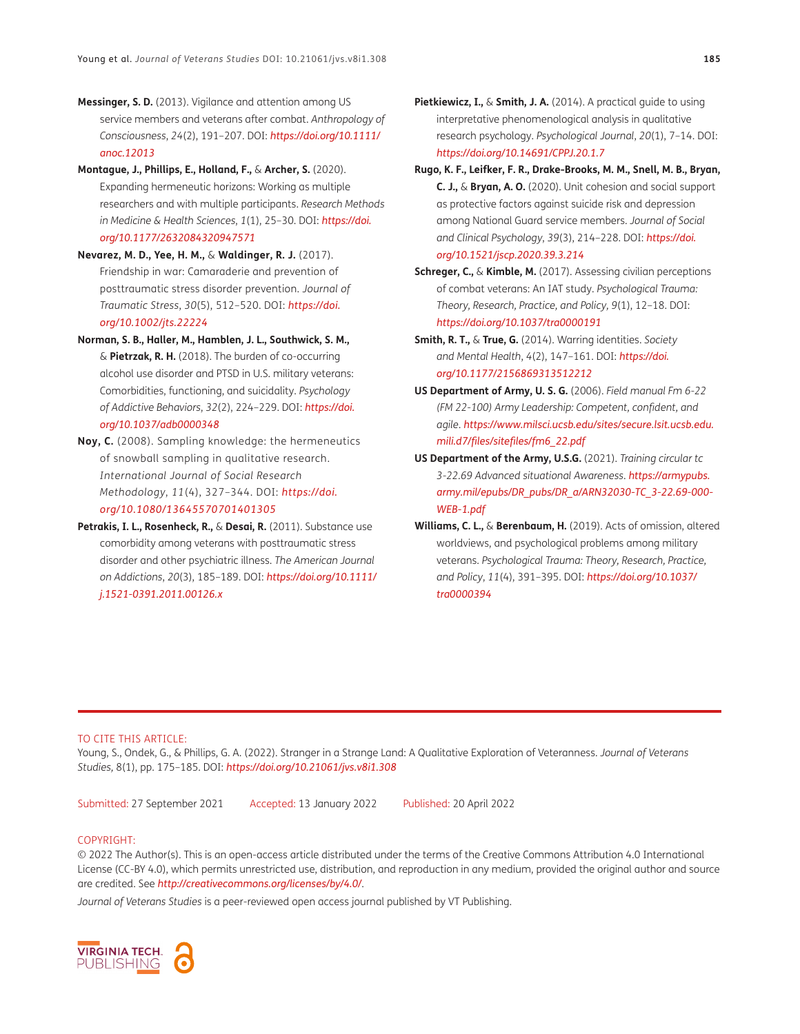**Messinger, S. D.** (2013). Vigilance and attention among US service members and veterans after combat. *Anthropology of Consciousness*, *24*(2), 191–207. DOI: *https://doi.org/10.1111/anoc.12013*

**Montague, J., Phillips, E., Holland, F.,** & **Archer, S.** (2020). Expanding hermeneutic horizons: Working as multiple researchers and with multiple participants. *Research Methods in Medicine & Health Sciences*, *1*(1), 25–30. DOI: *https://doi.org/10.1177/2632084320947571*

**Nevarez, M. D., Yee, H. M.,** & **Waldinger, R. J.** (2017). Friendship in war: Camaraderie and prevention of posttraumatic stress disorder prevention. *Journal of Traumatic Stress*, *30*(5), 512–520. DOI: *https://doi.org/10.1002/jts.22224*

**Norman, S. B., Haller, M., Hamblen, J. L., Southwick, S. M.,** & **Pietrzak, R. H.** (2018). The burden of co-occurring alcohol use disorder and PTSD in U.S. military veterans: Comorbidities, functioning, and suicidality. *Psychology of Addictive Behaviors*, *32*(2), 224–229. DOI: *https://doi.org/10.1037/adb0000348*

**Noy, C.** (2008). Sampling knowledge: the hermeneutics of snowball sampling in qualitative research. *International Journal of Social Research Methodology*, *11*(4), 327–344. DOI: *https://doi.org/10.1080/13645570701401305*

**Petrakis, I. L., Rosenheck, R.,** & **Desai, R.** (2011). Substance use comorbidity among veterans with posttraumatic stress disorder and other psychiatric illness. *The American Journal on Addictions*, *20*(3), 185–189. DOI: *https://doi.org/10.1111/j.1521-0391.2011.00126.x*

**Pietkiewicz, I.,** & **Smith, J. A.** (2014). A practical guide to using interpretative phenomenological analysis in qualitative research psychology. *Psychological Journal*, *20*(1), 7–14. DOI: *https://doi.org/10.14691/CPPJ.20.1.7*

**Rugo, K. F., Leifker, F. R., Drake-Brooks, M. M., Snell, M. B., Bryan, C. J.,** & **Bryan, A. O.** (2020). Unit cohesion and social support as protective factors against suicide risk and depression among National Guard service members. *Journal of Social and Clinical Psychology*, *39*(3), 214–228. DOI: *https://doi.org/10.1521/jscp.2020.39.3.214*

**Schreger, C.,** & **Kimble, M.** (2017). Assessing civilian perceptions of combat veterans: An IAT study. *Psychological Trauma: Theory, Research, Practice, and Policy*, *9*(1), 12–18. DOI: *https://doi.org/10.1037/tra0000191*

**Smith, R. T.,** & **True, G.** (2014). Warring identities. *Society and Mental Health*, 4(2), 147–161. DOI: *https://doi.org/10.1177/2156869313512212*

**US Department of Army, U. S. G.** (2006). *Field manual Fm 6-22 (FM 22-100) Army Leadership: Competent, confident, and agile*. *https://www.milsci.ucsb.edu/sites/secure.lsit.ucsb.edu.mili.d7/files/sitefiles/fm6_22.pdf*

**US Department of the Army, U.S.G.** (2021). *Training circular tc 3-22.69 Advanced situational Awareness*. *https://armypubs.army.mil/epubs/DR_pubs/DR_a/ARN32030-TC_3-22.69-000-WEB-1.pdf*

**Williams, C. L.,** & **Berenbaum, H.** (2019). Acts of omission, altered worldviews, and psychological problems among military veterans. *Psychological Trauma: Theory, Research, Practice, and Policy*, *11*(4), 391–395. DOI: *https://doi.org/10.1037/tra0000394*

---

TO CITE THIS ARTICLE:

Young, S., Ondek, G., & Phillips, G. A. (2022). Stranger in a Strange Land: A Qualitative Exploration of Veteranness. *Journal of Veterans Studies,* 8(1), pp. 175–185. DOI: *https://doi.org/10.21061/jvs.v8i1.308*

Submitted: 27 September 2021 Accepted: 13 January 2022 Published: 20 April 2022

COPYRIGHT:

© 2022 The Author(s). This is an open-access article distributed under the terms of the Creative Commons Attribution 4.0 International License (CC-BY 4.0), which permits unrestricted use, distribution, and reproduction in any medium, provided the original author and source are credited. See *http://creativecommons.org/licenses/by/4.0/*.

*Journal of Veterans Studies* is a peer-reviewed open access journal published by VT Publishing.

VIRGINIA TECH. PUBLISHING